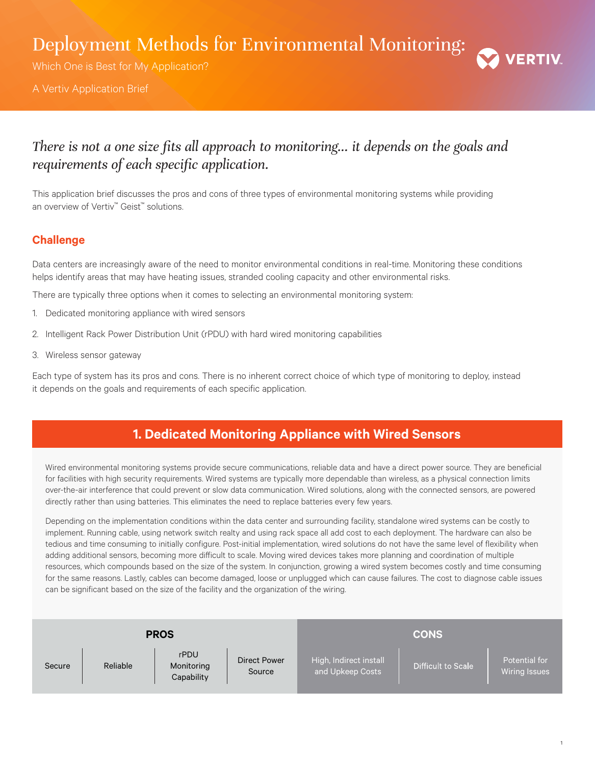# Deployment Methods for Environmental Monitoring:

Which One is Best for My Application?

A Vertiv Application Brief

*There is not a one size fits all approach to monitoring... it depends on the goals and requirements of each specific application.*

This application brief discusses the pros and cons of three types of environmental monitoring systems while providing an overview of Vertiv™ Geist™ solutions.

## Challenge

Data centers are increasingly aware of the need to monitor environmental conditions in real-time. Monitoring these conditions helps identify areas that may have heating issues, stranded cooling capacity and other environmental risks.

There are typically three options when it comes to selecting an environmental monitoring system:

1. Dedicated monitoring appliance with wired sensors
2. Intelligent Rack Power Distribution Unit (rPDU) with hard wired monitoring capabilities
3. Wireless sensor gateway

Each type of system has its pros and cons. There is no inherent correct choice of which type of monitoring to deploy, instead it depends on the goals and requirements of each specific application.

## 1. Dedicated Monitoring Appliance with Wired Sensors

Wired environmental monitoring systems provide secure communications, reliable data and have a direct power source. They are beneficial for facilities with high security requirements. Wired systems are typically more dependable than wireless, as a physical connection limits over-the-air interference that could prevent or slow data communication. Wired solutions, along with the connected sensors, are powered directly rather than using batteries. This eliminates the need to replace batteries every few years.

Depending on the implementation conditions within the data center and surrounding facility, standalone wired systems can be costly to implement. Running cable, using network switch realty and using rack space all add cost to each deployment. The hardware can also be tedious and time consuming to initially configure. Post-initial implementation, wired solutions do not have the same level of flexibility when adding additional sensors, becoming more difficult to scale. Moving wired devices takes more planning and coordination of multiple resources, which compounds based on the size of the system. In conjunction, growing a wired system becomes costly and time consuming for the same reasons. Lastly, cables can become damaged, loose or unplugged which can cause failures. The cost to diagnose cable issues can be significant based on the size of the facility and the organization of the wiring.

| PROS | | | | CONS | | |
|---|---|---|---|---|---|---|
| Secure | Reliable | rPDU Monitoring Capability | Direct Power Source | High, Indirect install and Upkeep Costs | Difficult to Scale | Potential for Wiring Issues |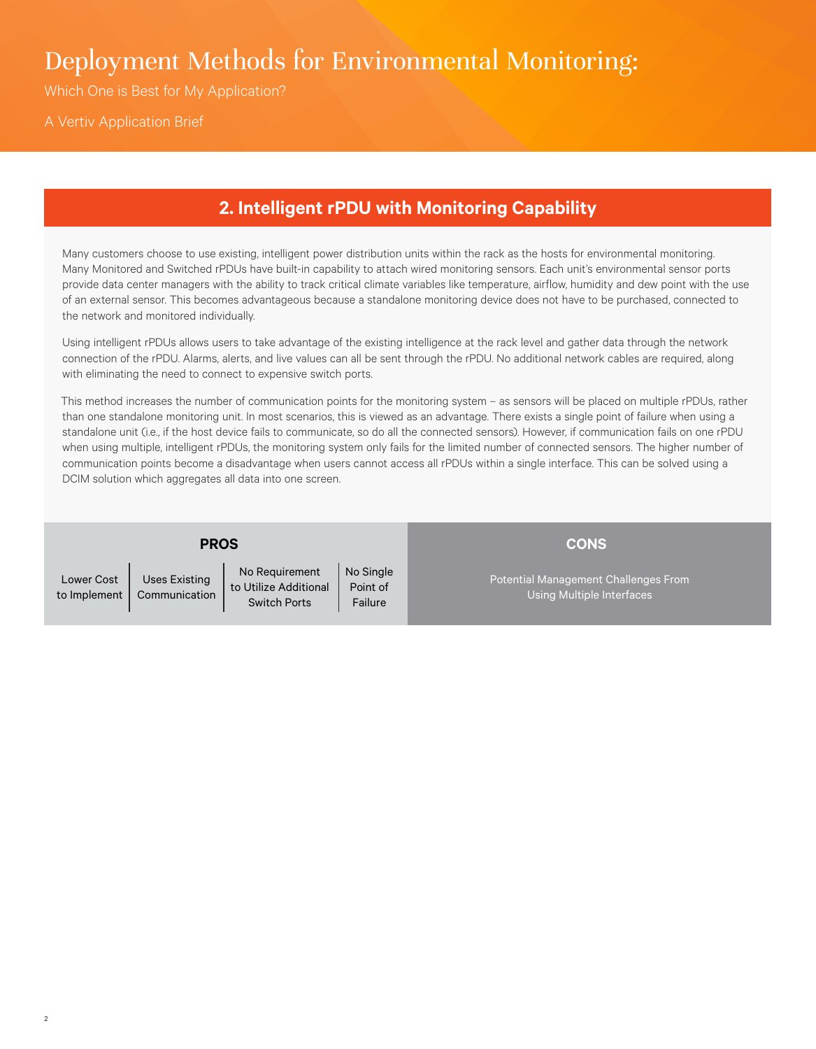# Deployment Methods for Environmental Monitoring:

Which One is Best for My Application?

A Vertiv Application Brief

## 2. Intelligent rPDU with Monitoring Capability

Many customers choose to use existing, intelligent power distribution units within the rack as the hosts for environmental monitoring. Many Monitored and Switched rPDUs have built-in capability to attach wired monitoring sensors. Each unit's environmental sensor ports provide data center managers with the ability to track critical climate variables like temperature, airflow, humidity and dew point with the use of an external sensor. This becomes advantageous because a standalone monitoring device does not have to be purchased, connected to the network and monitored individually.

Using intelligent rPDUs allows users to take advantage of the existing intelligence at the rack level and gather data through the network connection of the rPDU. Alarms, alerts, and live values can all be sent through the rPDU. No additional network cables are required, along with eliminating the need to connect to expensive switch ports.

This method increases the number of communication points for the monitoring system – as sensors will be placed on multiple rPDUs, rather than one standalone monitoring unit. In most scenarios, this is viewed as an advantage. There exists a single point of failure when using a standalone unit (i.e., if the host device fails to communicate, so do all the connected sensors). However, if communication fails on one rPDU when using multiple, intelligent rPDUs, the monitoring system only fails for the limited number of connected sensors. The higher number of communication points become a disadvantage when users cannot access all rPDUs within a single interface. This can be solved using a DCIM solution which aggregates all data into one screen.

| PROS | | | | CONS |
|---|---|---|---|---|
| Lower Cost to Implement | Uses Existing Communication | No Requirement to Utilize Additional Switch Ports | No Single Point of Failure | Potential Management Challenges From Using Multiple Interfaces |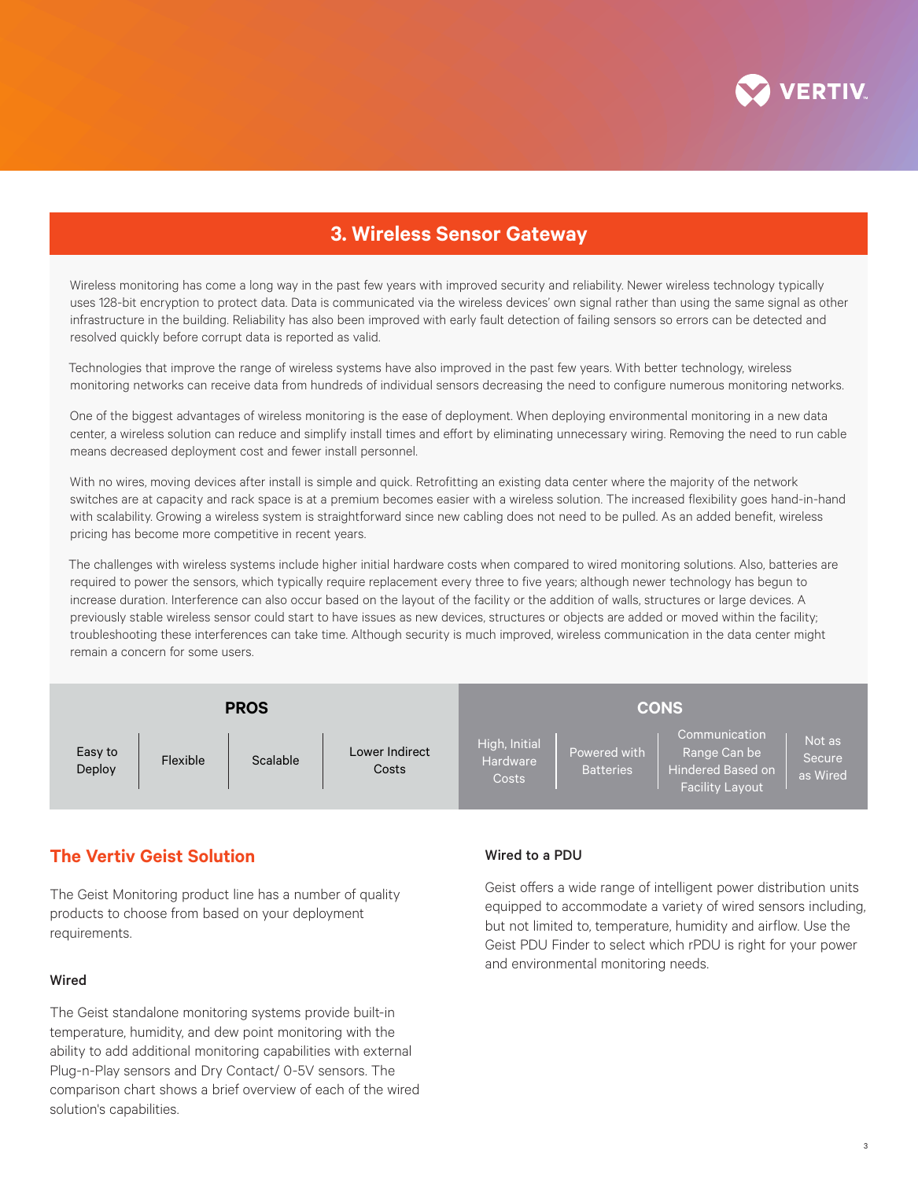## 3. Wireless Sensor Gateway

Wireless monitoring has come a long way in the past few years with improved security and reliability. Newer wireless technology typically uses 128-bit encryption to protect data. Data is communicated via the wireless devices' own signal rather than using the same signal as other infrastructure in the building. Reliability has also been improved with early fault detection of failing sensors so errors can be detected and resolved quickly before corrupt data is reported as valid.

Technologies that improve the range of wireless systems have also improved in the past few years. With better technology, wireless monitoring networks can receive data from hundreds of individual sensors decreasing the need to configure numerous monitoring networks.

One of the biggest advantages of wireless monitoring is the ease of deployment. When deploying environmental monitoring in a new data center, a wireless solution can reduce and simplify install times and effort by eliminating unnecessary wiring. Removing the need to run cable means decreased deployment cost and fewer install personnel.

With no wires, moving devices after install is simple and quick. Retrofitting an existing data center where the majority of the network switches are at capacity and rack space is at a premium becomes easier with a wireless solution. The increased flexibility goes hand-in-hand with scalability. Growing a wireless system is straightforward since new cabling does not need to be pulled. As an added benefit, wireless pricing has become more competitive in recent years.

The challenges with wireless systems include higher initial hardware costs when compared to wired monitoring solutions. Also, batteries are required to power the sensors, which typically require replacement every three to five years; although newer technology has begun to increase duration. Interference can also occur based on the layout of the facility or the addition of walls, structures or large devices. A previously stable wireless sensor could start to have issues as new devices, structures or objects are added or moved within the facility; troubleshooting these interferences can take time. Although security is much improved, wireless communication in the data center might remain a concern for some users.

| PROS | | | | CONS | | | |
|---|---|---|---|---|---|---|---|
| Easy to Deploy | Flexible | Scalable | Lower Indirect Costs | High, Initial Hardware Costs | Powered with Batteries | Communication Range Can be Hindered Based on Facility Layout | Not as Secure as Wired |

## The Vertiv Geist Solution

The Geist Monitoring product line has a number of quality products to choose from based on your deployment requirements.

### Wired

The Geist standalone monitoring systems provide built-in temperature, humidity, and dew point monitoring with the ability to add additional monitoring capabilities with external Plug-n-Play sensors and Dry Contact/ 0-5V sensors. The comparison chart shows a brief overview of each of the wired solution's capabilities.

### Wired to a PDU

Geist offers a wide range of intelligent power distribution units equipped to accommodate a variety of wired sensors including, but not limited to, temperature, humidity and airflow. Use the Geist PDU Finder to select which rPDU is right for your power and environmental monitoring needs.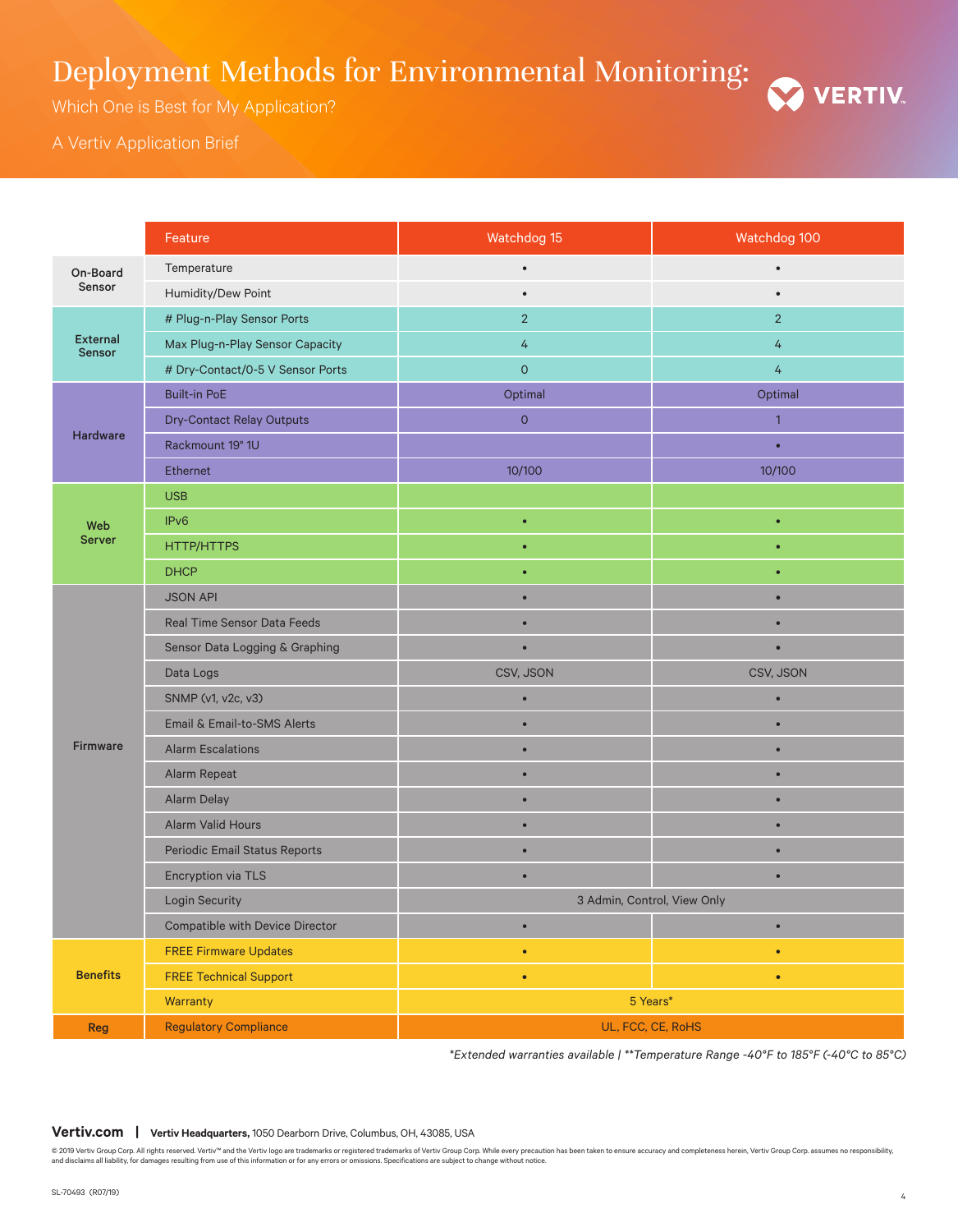# Deployment Methods for Environmental Monitoring:

Which One is Best for My Application?

A Vertiv Application Brief

| | Feature | Watchdog 15 | Watchdog 100 |
|---|---|---|---|
| On-Board Sensor | Temperature | • | • |
| | Humidity/Dew Point | • | • |
| External Sensor | # Plug-n-Play Sensor Ports | 2 | 2 |
| | Max Plug-n-Play Sensor Capacity | 4 | 4 |
| | # Dry-Contact/0-5 V Sensor Ports | 0 | 4 |
| Hardware | Built-in PoE | Optimal | Optimal |
| | Dry-Contact Relay Outputs | 0 | 1 |
| | Rackmount 19" 1U | | • |
| | Ethernet | 10/100 | 10/100 |
| Web Server | USB | | |
| | IPv6 | • | • |
| | HTTP/HTTPS | • | • |
| | DHCP | • | • |
| Firmware | JSON API | • | • |
| | Real Time Sensor Data Feeds | • | • |
| | Sensor Data Logging & Graphing | • | • |
| | Data Logs | CSV, JSON | CSV, JSON |
| | SNMP (v1, v2c, v3) | • | • |
| | Email & Email-to-SMS Alerts | • | • |
| | Alarm Escalations | • | • |
| | Alarm Repeat | • | • |
| | Alarm Delay | • | • |
| | Alarm Valid Hours | • | • |
| | Periodic Email Status Reports | • | • |
| | Encryption via TLS | • | • |
| | Login Security | 3 Admin, Control, View Only | |
| | Compatible with Device Director | • | • |
| Benefits | FREE Firmware Updates | • | • |
| | FREE Technical Support | • | • |
| | Warranty | 5 Years* | |
| Reg | Regulatory Compliance | UL, FCC, CE, RoHS | |

*\*Extended warranties available | \*\*Temperature Range -40°F to 185°F (-40°C to 85°C)*

**Vertiv.com** | **Vertiv Headquarters,** 1050 Dearborn Drive, Columbus, OH, 43085, USA

© 2019 Vertiv Group Corp. All rights reserved. Vertiv™ and the Vertiv logo are trademarks or registered trademarks of Vertiv Group Corp. While every precaution has been taken to ensure accuracy and completeness herein, Vertiv Group Corp. assumes no responsibility, and disclaims all liability, for damages resulting from use of this information or for any errors or omissions. Specifications are subject to change without notice.

SL-70493 (R07/19)